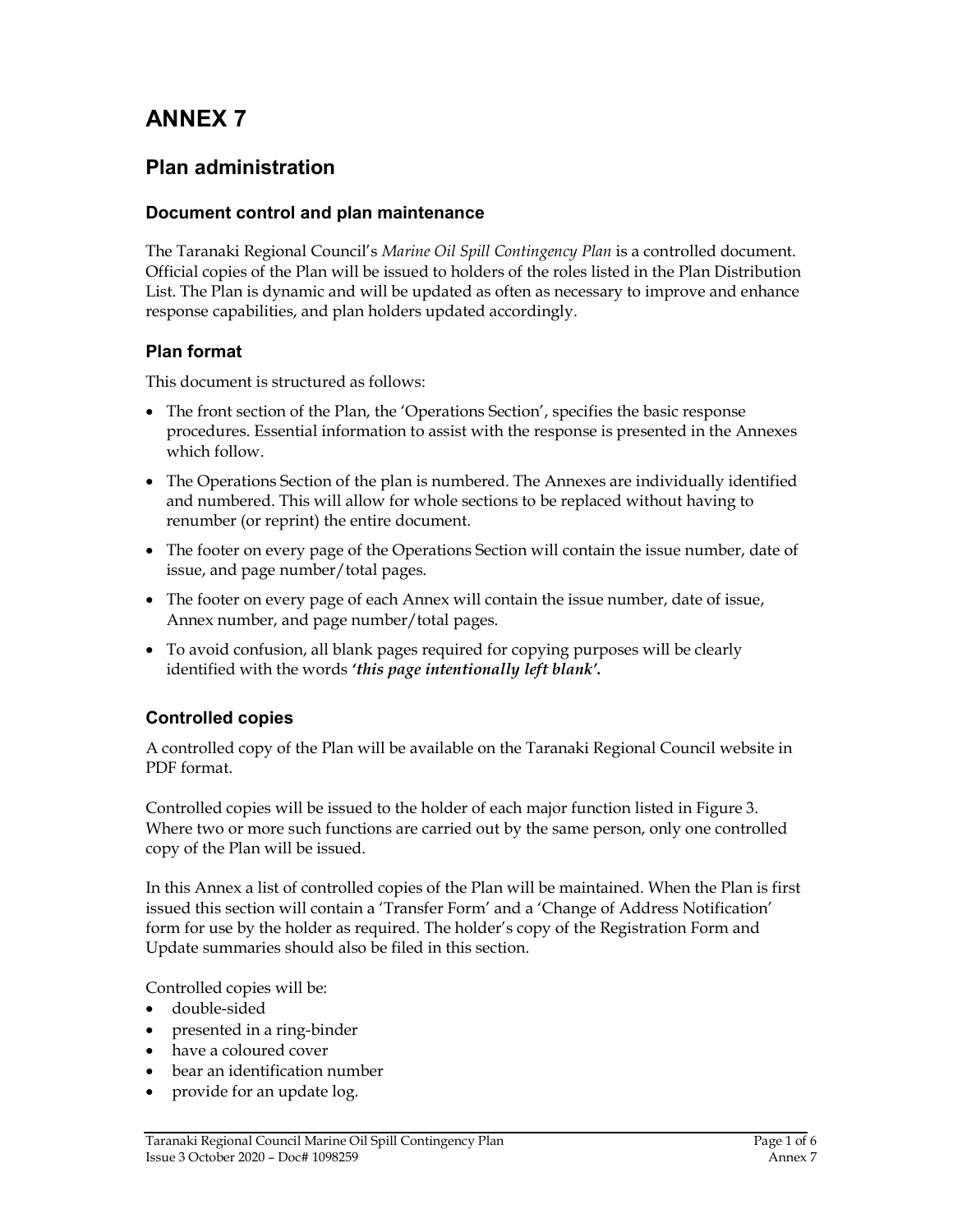# ANNEX 7

## Plan administration

### Document control and plan maintenance

The Taranaki Regional Council's *Marine Oil Spill Contingency Plan* is a controlled document. Official copies of the Plan will be issued to holders of the roles listed in the Plan Distribution List. The Plan is dynamic and will be updated as often as necessary to improve and enhance response capabilities, and plan holders updated accordingly.

### Plan format

This document is structured as follows:

- The front section of the Plan, the 'Operations Section', specifies the basic response procedures. Essential information to assist with the response is presented in the Annexes which follow.
- The Operations Section of the plan is numbered. The Annexes are individually identified and numbered. This will allow for whole sections to be replaced without having to renumber (or reprint) the entire document.
- The footer on every page of the Operations Section will contain the issue number, date of issue, and page number/total pages.
- The footer on every page of each Annex will contain the issue number, date of issue, Annex number, and page number/total pages.
- To avoid confusion, all blank pages required for copying purposes will be clearly identified with the words ***'this page intentionally left blank'.***

### Controlled copies

A controlled copy of the Plan will be available on the Taranaki Regional Council website in PDF format.

Controlled copies will be issued to the holder of each major function listed in Figure 3. Where two or more such functions are carried out by the same person, only one controlled copy of the Plan will be issued.

In this Annex a list of controlled copies of the Plan will be maintained. When the Plan is first issued this section will contain a 'Transfer Form' and a 'Change of Address Notification' form for use by the holder as required. The holder's copy of the Registration Form and Update summaries should also be filed in this section.

Controlled copies will be:

- double-sided
- presented in a ring-binder
- have a coloured cover
- bear an identification number
- provide for an update log.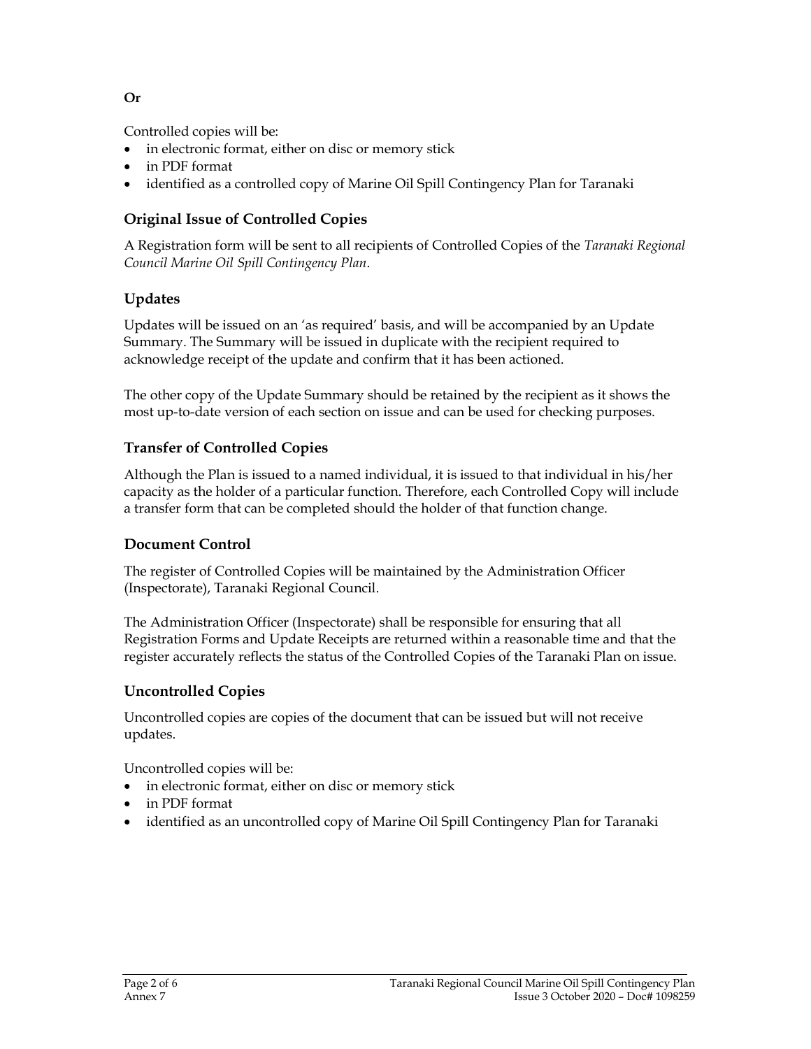**Or**

Controlled copies will be:

- in electronic format, either on disc or memory stick
- in PDF format
- identified as a controlled copy of Marine Oil Spill Contingency Plan for Taranaki

## Original Issue of Controlled Copies

A Registration form will be sent to all recipients of Controlled Copies of the *Taranaki Regional Council Marine Oil Spill Contingency Plan*.

## Updates

Updates will be issued on an 'as required' basis, and will be accompanied by an Update Summary. The Summary will be issued in duplicate with the recipient required to acknowledge receipt of the update and confirm that it has been actioned.

The other copy of the Update Summary should be retained by the recipient as it shows the most up-to-date version of each section on issue and can be used for checking purposes.

## Transfer of Controlled Copies

Although the Plan is issued to a named individual, it is issued to that individual in his/her capacity as the holder of a particular function. Therefore, each Controlled Copy will include a transfer form that can be completed should the holder of that function change.

## Document Control

The register of Controlled Copies will be maintained by the Administration Officer (Inspectorate), Taranaki Regional Council.

The Administration Officer (Inspectorate) shall be responsible for ensuring that all Registration Forms and Update Receipts are returned within a reasonable time and that the register accurately reflects the status of the Controlled Copies of the Taranaki Plan on issue.

## Uncontrolled Copies

Uncontrolled copies are copies of the document that can be issued but will not receive updates.

Uncontrolled copies will be:

- in electronic format, either on disc or memory stick
- in PDF format
- identified as an uncontrolled copy of Marine Oil Spill Contingency Plan for Taranaki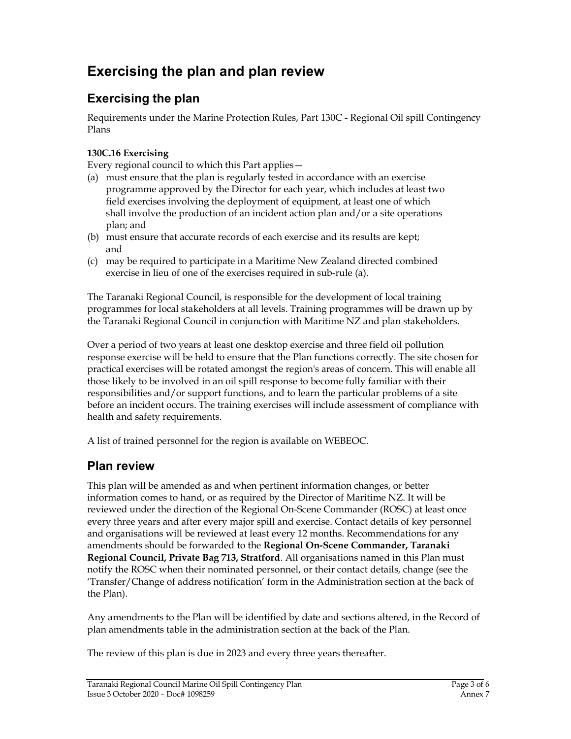# Exercising the plan and plan review

## Exercising the plan

Requirements under the Marine Protection Rules, Part 130C - Regional Oil spill Contingency Plans

**130C.16 Exercising**

Every regional council to which this Part applies—

(a) must ensure that the plan is regularly tested in accordance with an exercise programme approved by the Director for each year, which includes at least two field exercises involving the deployment of equipment, at least one of which shall involve the production of an incident action plan and/or a site operations plan; and

(b) must ensure that accurate records of each exercise and its results are kept; and

(c) may be required to participate in a Maritime New Zealand directed combined exercise in lieu of one of the exercises required in sub-rule (a).

The Taranaki Regional Council, is responsible for the development of local training programmes for local stakeholders at all levels. Training programmes will be drawn up by the Taranaki Regional Council in conjunction with Maritime NZ and plan stakeholders.

Over a period of two years at least one desktop exercise and three field oil pollution response exercise will be held to ensure that the Plan functions correctly. The site chosen for practical exercises will be rotated amongst the region's areas of concern. This will enable all those likely to be involved in an oil spill response to become fully familiar with their responsibilities and/or support functions, and to learn the particular problems of a site before an incident occurs. The training exercises will include assessment of compliance with health and safety requirements.

A list of trained personnel for the region is available on WEBEOC.

## Plan review

This plan will be amended as and when pertinent information changes, or better information comes to hand, or as required by the Director of Maritime NZ. It will be reviewed under the direction of the Regional On-Scene Commander (ROSC) at least once every three years and after every major spill and exercise. Contact details of key personnel and organisations will be reviewed at least every 12 months. Recommendations for any amendments should be forwarded to the **Regional On-Scene Commander, Taranaki Regional Council, Private Bag 713, Stratford**. All organisations named in this Plan must notify the ROSC when their nominated personnel, or their contact details, change (see the 'Transfer/Change of address notification' form in the Administration section at the back of the Plan).

Any amendments to the Plan will be identified by date and sections altered, in the Record of plan amendments table in the administration section at the back of the Plan.

The review of this plan is due in 2023 and every three years thereafter.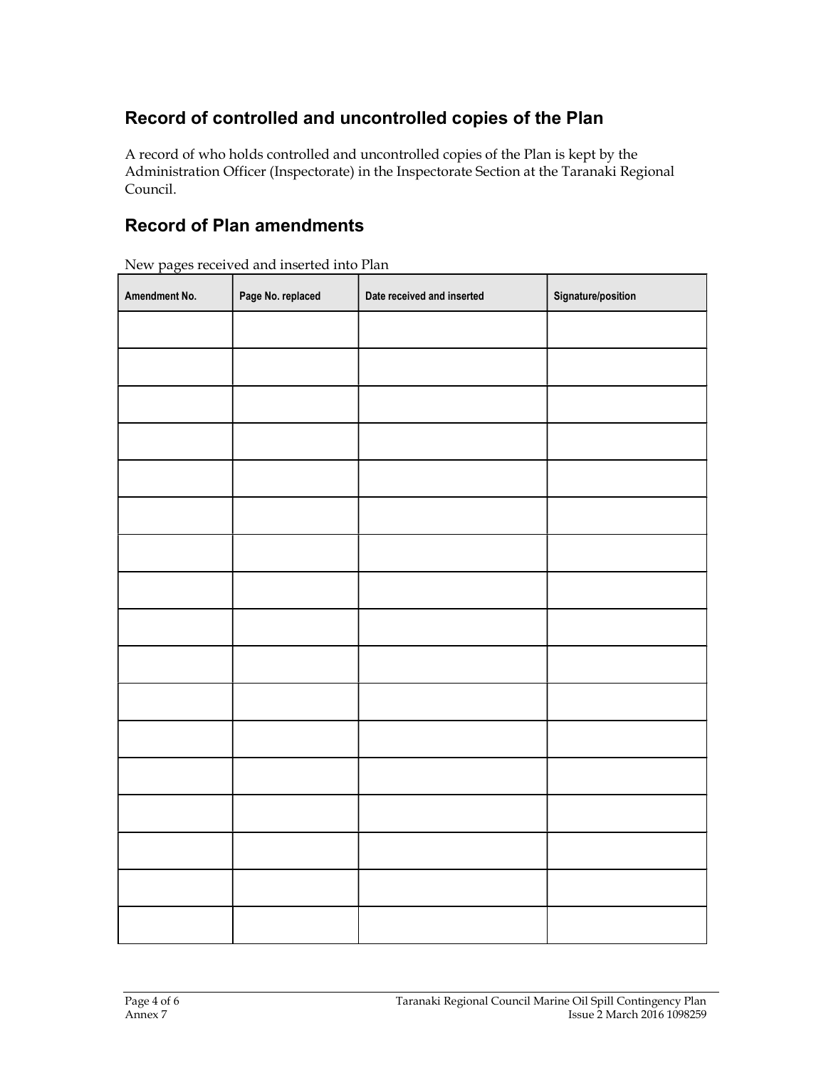## Record of controlled and uncontrolled copies of the Plan

A record of who holds controlled and uncontrolled copies of the Plan is kept by the Administration Officer (Inspectorate) in the Inspectorate Section at the Taranaki Regional Council.

## Record of Plan amendments

New pages received and inserted into Plan

| Amendment No. | Page No. replaced | Date received and inserted | Signature/position |
|---|---|---|---|
| | | | |
| | | | |
| | | | |
| | | | |
| | | | |
| | | | |
| | | | |
| | | | |
| | | | |
| | | | |
| | | | |
| | | | |
| | | | |
| | | | |
| | | | |
| | | | |
| | | | |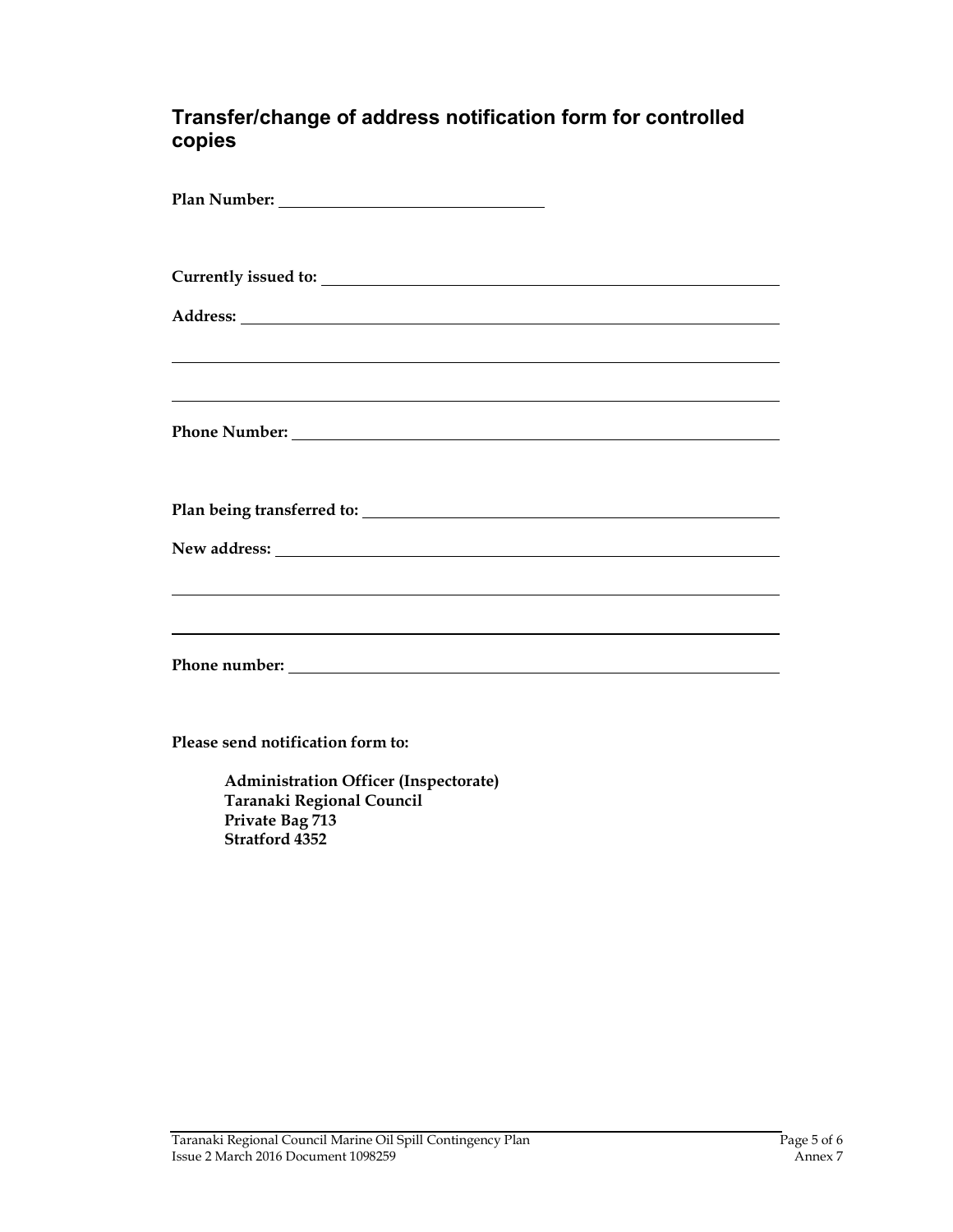## Transfer/change of address notification form for controlled copies

**Plan Number:** ______________________________

**Currently issued to:** ______________________________

**Address:** ______________________________

______________________________

______________________________

**Phone Number:** ______________________________

**Plan being transferred to:** ______________________________

**New address:** ______________________________

______________________________

______________________________

**Phone number:** ______________________________

**Please send notification form to:**

**Administration Officer (Inspectorate)**
**Taranaki Regional Council**
**Private Bag 713**
**Stratford 4352**